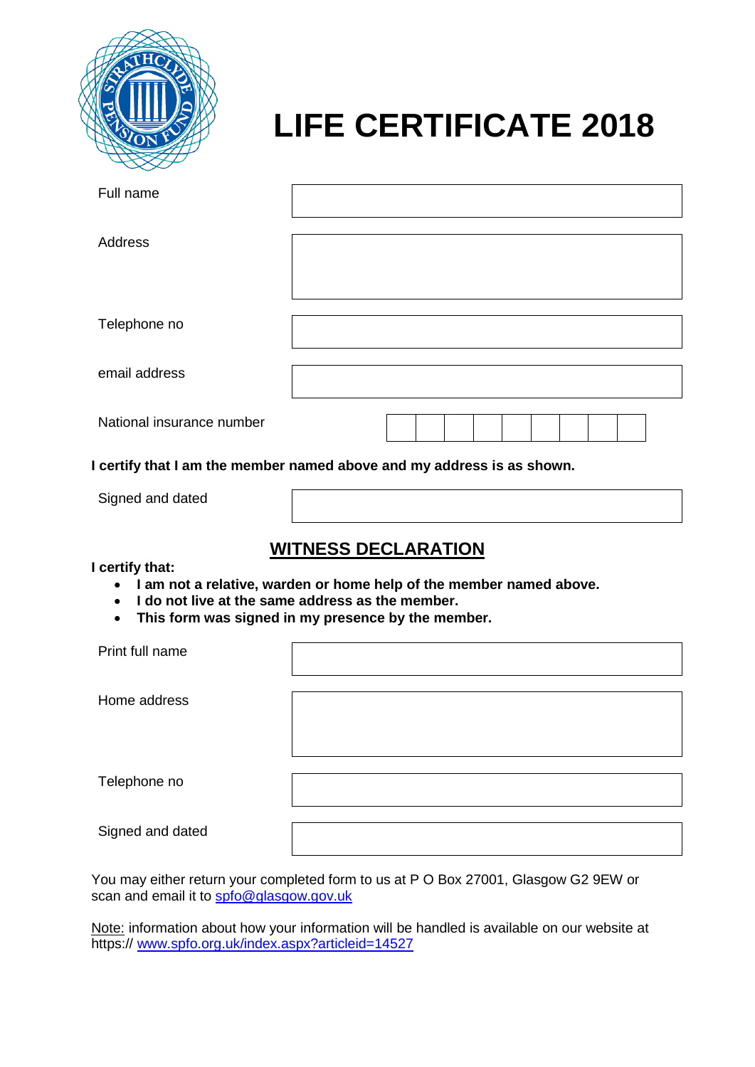# LIFE CERTIFICATE 2018

| | |
|---|---|
| Full name | |
| Address | |
| Telephone no | |
| email address | |
| National insurance number | |

**I certify that I am the member named above and my address is as shown.**

| | |
|---|---|
| Signed and dated | |

## WITNESS DECLARATION

**I certify that:**

- **I am not a relative, warden or home help of the member named above.**
- **I do not live at the same address as the member.**
- **This form was signed in my presence by the member.**

| | |
|---|---|
| Print full name | |
| Home address | |
| Telephone no | |
| Signed and dated | |

You may either return your completed form to us at P O Box 27001, Glasgow G2 9EW or scan and email it to spfo@glasgow.gov.uk

Note: information about how your information will be handled is available on our website at https:// www.spfo.org.uk/index.aspx?articleid=14527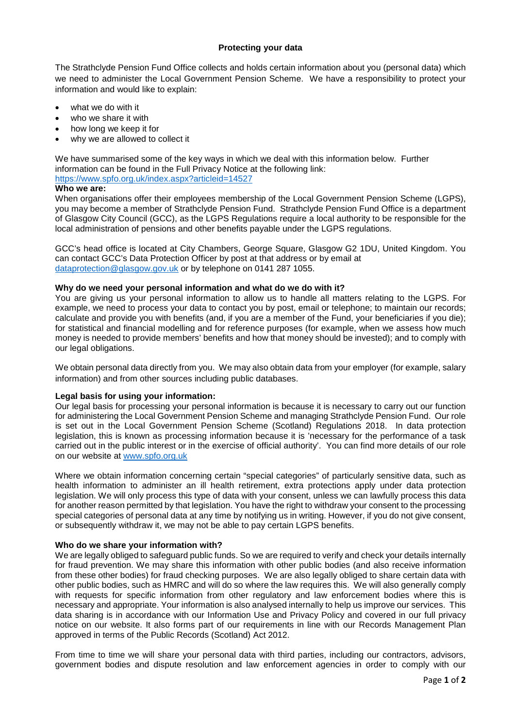**Protecting your data**

The Strathclyde Pension Fund Office collects and holds certain information about you (personal data) which we need to administer the Local Government Pension Scheme. We have a responsibility to protect your information and would like to explain:

- what we do with it
- who we share it with
- how long we keep it for
- why we are allowed to collect it

We have summarised some of the key ways in which we deal with this information below. Further information can be found in the Full Privacy Notice at the following link:
https://www.spfo.org.uk/index.aspx?articleid=14527

**Who we are:**

When organisations offer their employees membership of the Local Government Pension Scheme (LGPS), you may become a member of Strathclyde Pension Fund. Strathclyde Pension Fund Office is a department of Glasgow City Council (GCC), as the LGPS Regulations require a local authority to be responsible for the local administration of pensions and other benefits payable under the LGPS regulations.

GCC's head office is located at City Chambers, George Square, Glasgow G2 1DU, United Kingdom. You can contact GCC's Data Protection Officer by post at that address or by email at dataprotection@glasgow.gov.uk or by telephone on 0141 287 1055.

**Why do we need your personal information and what do we do with it?**

You are giving us your personal information to allow us to handle all matters relating to the LGPS. For example, we need to process your data to contact you by post, email or telephone; to maintain our records; calculate and provide you with benefits (and, if you are a member of the Fund, your beneficiaries if you die); for statistical and financial modelling and for reference purposes (for example, when we assess how much money is needed to provide members' benefits and how that money should be invested); and to comply with our legal obligations.

We obtain personal data directly from you. We may also obtain data from your employer (for example, salary information) and from other sources including public databases.

**Legal basis for using your information:**

Our legal basis for processing your personal information is because it is necessary to carry out our function for administering the Local Government Pension Scheme and managing Strathclyde Pension Fund. Our role is set out in the Local Government Pension Scheme (Scotland) Regulations 2018. In data protection legislation, this is known as processing information because it is 'necessary for the performance of a task carried out in the public interest or in the exercise of official authority'. You can find more details of our role on our website at www.spfo.org.uk

Where we obtain information concerning certain "special categories" of particularly sensitive data, such as health information to administer an ill health retirement, extra protections apply under data protection legislation. We will only process this type of data with your consent, unless we can lawfully process this data for another reason permitted by that legislation. You have the right to withdraw your consent to the processing special categories of personal data at any time by notifying us in writing. However, if you do not give consent, or subsequently withdraw it, we may not be able to pay certain LGPS benefits.

**Who do we share your information with?**

We are legally obliged to safeguard public funds. So we are required to verify and check your details internally for fraud prevention. We may share this information with other public bodies (and also receive information from these other bodies) for fraud checking purposes. We are also legally obliged to share certain data with other public bodies, such as HMRC and will do so where the law requires this. We will also generally comply with requests for specific information from other regulatory and law enforcement bodies where this is necessary and appropriate. Your information is also analysed internally to help us improve our services. This data sharing is in accordance with our Information Use and Privacy Policy and covered in our full privacy notice on our website. It also forms part of our requirements in line with our Records Management Plan approved in terms of the Public Records (Scotland) Act 2012.

From time to time we will share your personal data with third parties, including our contractors, advisors, government bodies and dispute resolution and law enforcement agencies in order to comply with our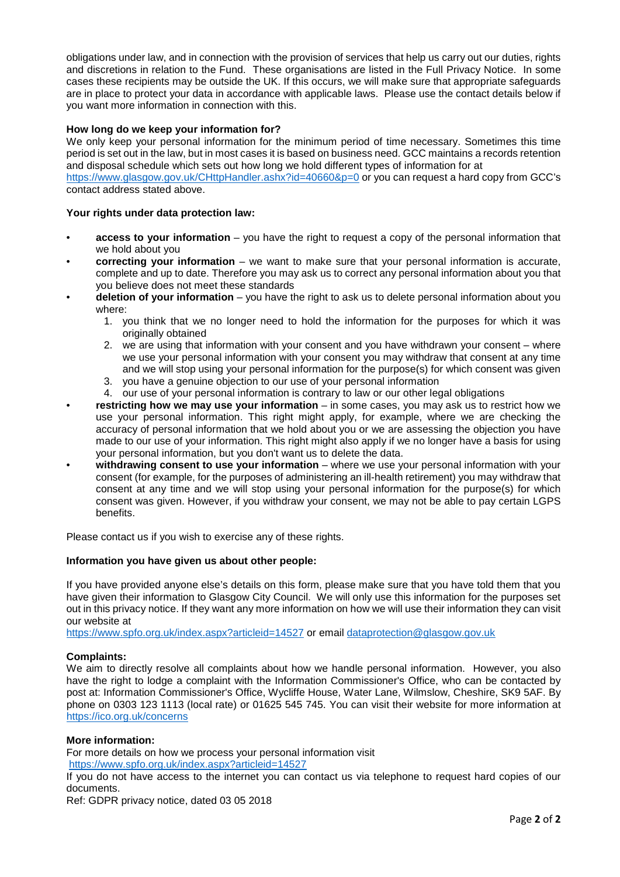obligations under law, and in connection with the provision of services that help us carry out our duties, rights and discretions in relation to the Fund. These organisations are listed in the Full Privacy Notice. In some cases these recipients may be outside the UK. If this occurs, we will make sure that appropriate safeguards are in place to protect your data in accordance with applicable laws. Please use the contact details below if you want more information in connection with this.

**How long do we keep your information for?**

We only keep your personal information for the minimum period of time necessary. Sometimes this time period is set out in the law, but in most cases it is based on business need. GCC maintains a records retention and disposal schedule which sets out how long we hold different types of information for at https://www.glasgow.gov.uk/CHttpHandler.ashx?id=40660&p=0 or you can request a hard copy from GCC's contact address stated above.

**Your rights under data protection law:**

- **access to your information** – you have the right to request a copy of the personal information that we hold about you
- **correcting your information** – we want to make sure that your personal information is accurate, complete and up to date. Therefore you may ask us to correct any personal information about you that you believe does not meet these standards
- **deletion of your information** – you have the right to ask us to delete personal information about you where:
  1. you think that we no longer need to hold the information for the purposes for which it was originally obtained
  2. we are using that information with your consent and you have withdrawn your consent – where we use your personal information with your consent you may withdraw that consent at any time and we will stop using your personal information for the purpose(s) for which consent was given
  3. you have a genuine objection to our use of your personal information
  4. our use of your personal information is contrary to law or our other legal obligations
- **restricting how we may use your information** – in some cases, you may ask us to restrict how we use your personal information. This right might apply, for example, where we are checking the accuracy of personal information that we hold about you or we are assessing the objection you have made to our use of your information. This right might also apply if we no longer have a basis for using your personal information, but you don't want us to delete the data.
- **withdrawing consent to use your information** – where we use your personal information with your consent (for example, for the purposes of administering an ill-health retirement) you may withdraw that consent at any time and we will stop using your personal information for the purpose(s) for which consent was given. However, if you withdraw your consent, we may not be able to pay certain LGPS benefits.

Please contact us if you wish to exercise any of these rights.

**Information you have given us about other people:**

If you have provided anyone else's details on this form, please make sure that you have told them that you have given their information to Glasgow City Council. We will only use this information for the purposes set out in this privacy notice. If they want any more information on how we will use their information they can visit our website at https://www.spfo.org.uk/index.aspx?articleid=14527 or email dataprotection@glasgow.gov.uk

**Complaints:**

We aim to directly resolve all complaints about how we handle personal information. However, you also have the right to lodge a complaint with the Information Commissioner's Office, who can be contacted by post at: Information Commissioner's Office, Wycliffe House, Water Lane, Wilmslow, Cheshire, SK9 5AF. By phone on 0303 123 1113 (local rate) or 01625 545 745. You can visit their website for more information at https://ico.org.uk/concerns

**More information:**

For more details on how we process your personal information visit https://www.spfo.org.uk/index.aspx?articleid=14527

If you do not have access to the internet you can contact us via telephone to request hard copies of our documents.

Ref: GDPR privacy notice, dated 03 05 2018